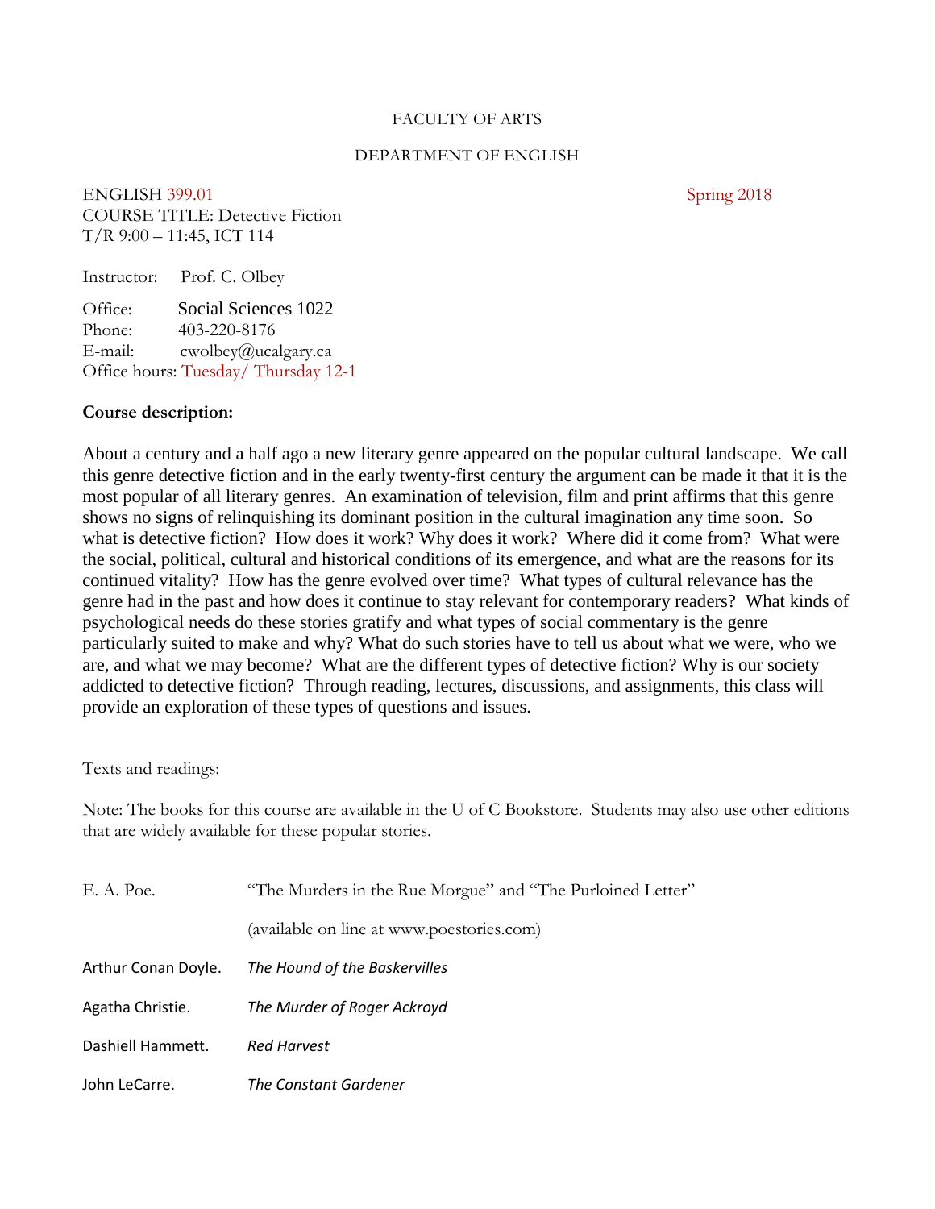FACULTY OF ARTS

DEPARTMENT OF ENGLISH

ENGLISH 399.01 Spring 2018
COURSE TITLE: Detective Fiction
T/R 9:00 – 11:45, ICT 114

Instructor: Prof. C. Olbey

Office: Social Sciences 1022
Phone: 403-220-8176
E-mail: cwolbey@ucalgary.ca
Office hours: Tuesday/ Thursday 12-1

**Course description:**

About a century and a half ago a new literary genre appeared on the popular cultural landscape. We call this genre detective fiction and in the early twenty-first century the argument can be made it that it is the most popular of all literary genres. An examination of television, film and print affirms that this genre shows no signs of relinquishing its dominant position in the cultural imagination any time soon. So what is detective fiction? How does it work? Why does it work? Where did it come from? What were the social, political, cultural and historical conditions of its emergence, and what are the reasons for its continued vitality? How has the genre evolved over time? What types of cultural relevance has the genre had in the past and how does it continue to stay relevant for contemporary readers? What kinds of psychological needs do these stories gratify and what types of social commentary is the genre particularly suited to make and why? What do such stories have to tell us about what we were, who we are, and what we may become? What are the different types of detective fiction? Why is our society addicted to detective fiction? Through reading, lectures, discussions, and assignments, this class will provide an exploration of these types of questions and issues.

Texts and readings:

Note: The books for this course are available in the U of C Bookstore. Students may also use other editions that are widely available for these popular stories.

E. A. Poe. "The Murders in the Rue Morgue" and "The Purloined Letter"

(available on line at www.poestories.com)

Arthur Conan Doyle. *The Hound of the Baskervilles*

Agatha Christie. *The Murder of Roger Ackroyd*

Dashiell Hammett. *Red Harvest*

John LeCarre. *The Constant Gardener*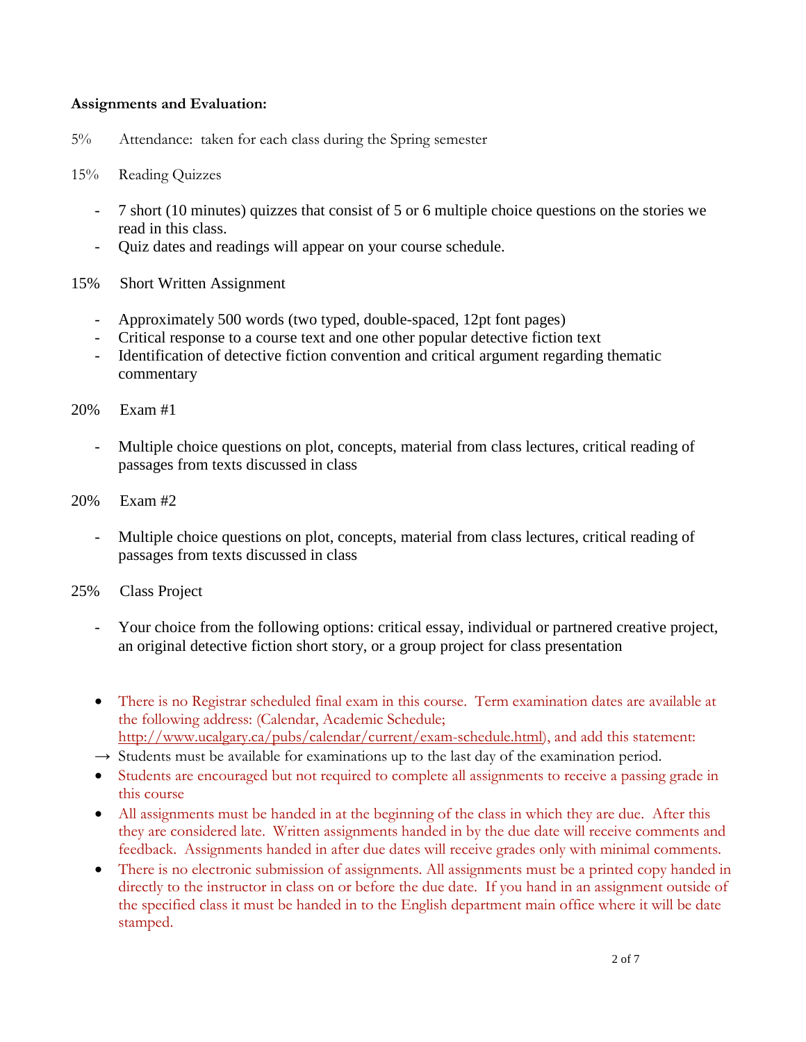**Assignments and Evaluation:**

5% Attendance: taken for each class during the Spring semester

15% Reading Quizzes

- 7 short (10 minutes) quizzes that consist of 5 or 6 multiple choice questions on the stories we read in this class.
- Quiz dates and readings will appear on your course schedule.

15% Short Written Assignment

- Approximately 500 words (two typed, double-spaced, 12pt font pages)
- Critical response to a course text and one other popular detective fiction text
- Identification of detective fiction convention and critical argument regarding thematic commentary

20% Exam #1

- Multiple choice questions on plot, concepts, material from class lectures, critical reading of passages from texts discussed in class

20% Exam #2

- Multiple choice questions on plot, concepts, material from class lectures, critical reading of passages from texts discussed in class

25% Class Project

- Your choice from the following options: critical essay, individual or partnered creative project, an original detective fiction short story, or a group project for class presentation

- There is no Registrar scheduled final exam in this course. Term examination dates are available at the following address: (Calendar, Academic Schedule; http://www.ucalgary.ca/pubs/calendar/current/exam-schedule.html), and add this statement:

→ Students must be available for examinations up to the last day of the examination period.

- Students are encouraged but not required to complete all assignments to receive a passing grade in this course
- All assignments must be handed in at the beginning of the class in which they are due. After this they are considered late. Written assignments handed in by the due date will receive comments and feedback. Assignments handed in after due dates will receive grades only with minimal comments.
- There is no electronic submission of assignments. All assignments must be a printed copy handed in directly to the instructor in class on or before the due date. If you hand in an assignment outside of the specified class it must be handed in to the English department main office where it will be date stamped.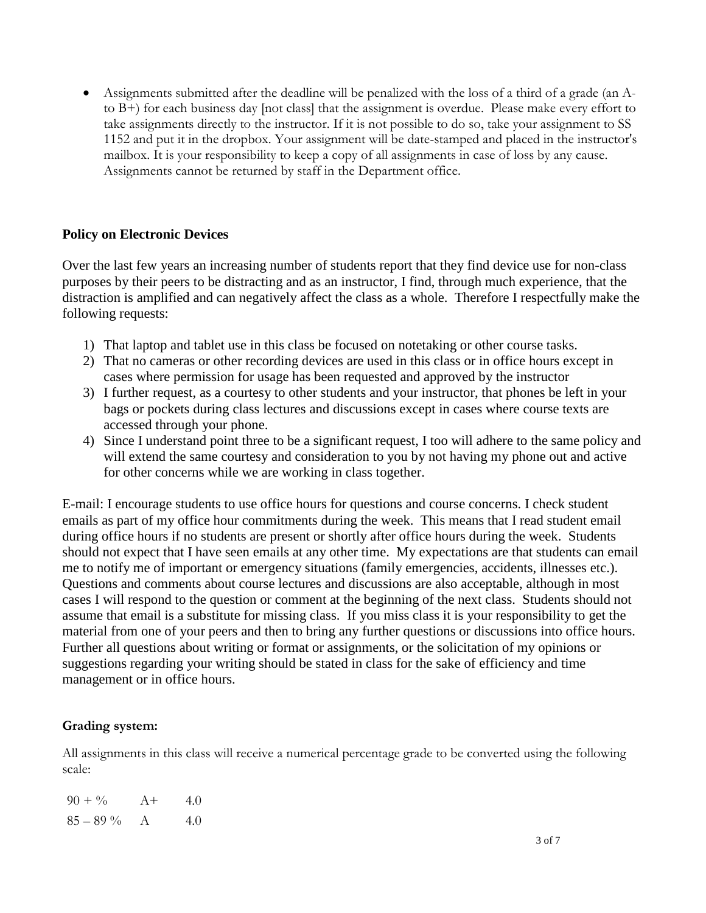- Assignments submitted after the deadline will be penalized with the loss of a third of a grade (an A- to B+) for each business day [not class] that the assignment is overdue. Please make every effort to take assignments directly to the instructor. If it is not possible to do so, take your assignment to SS 1152 and put it in the dropbox. Your assignment will be date-stamped and placed in the instructor's mailbox. It is your responsibility to keep a copy of all assignments in case of loss by any cause. Assignments cannot be returned by staff in the Department office.

**Policy on Electronic Devices**

Over the last few years an increasing number of students report that they find device use for non-class purposes by their peers to be distracting and as an instructor, I find, through much experience, that the distraction is amplified and can negatively affect the class as a whole. Therefore I respectfully make the following requests:

1) That laptop and tablet use in this class be focused on notetaking or other course tasks.
2) That no cameras or other recording devices are used in this class or in office hours except in cases where permission for usage has been requested and approved by the instructor
3) I further request, as a courtesy to other students and your instructor, that phones be left in your bags or pockets during class lectures and discussions except in cases where course texts are accessed through your phone.
4) Since I understand point three to be a significant request, I too will adhere to the same policy and will extend the same courtesy and consideration to you by not having my phone out and active for other concerns while we are working in class together.

E-mail: I encourage students to use office hours for questions and course concerns. I check student emails as part of my office hour commitments during the week. This means that I read student email during office hours if no students are present or shortly after office hours during the week. Students should not expect that I have seen emails at any other time. My expectations are that students can email me to notify me of important or emergency situations (family emergencies, accidents, illnesses etc.). Questions and comments about course lectures and discussions are also acceptable, although in most cases I will respond to the question or comment at the beginning of the next class. Students should not assume that email is a substitute for missing class. If you miss class it is your responsibility to get the material from one of your peers and then to bring any further questions or discussions into office hours. Further all questions about writing or format or assignments, or the solicitation of my opinions or suggestions regarding your writing should be stated in class for the sake of efficiency and time management or in office hours.

**Grading system:**

All assignments in this class will receive a numerical percentage grade to be converted using the following scale:

| | | |
|---|---|---|
| 90 + % | A+ | 4.0 |
| 85 – 89 % | A | 4.0 |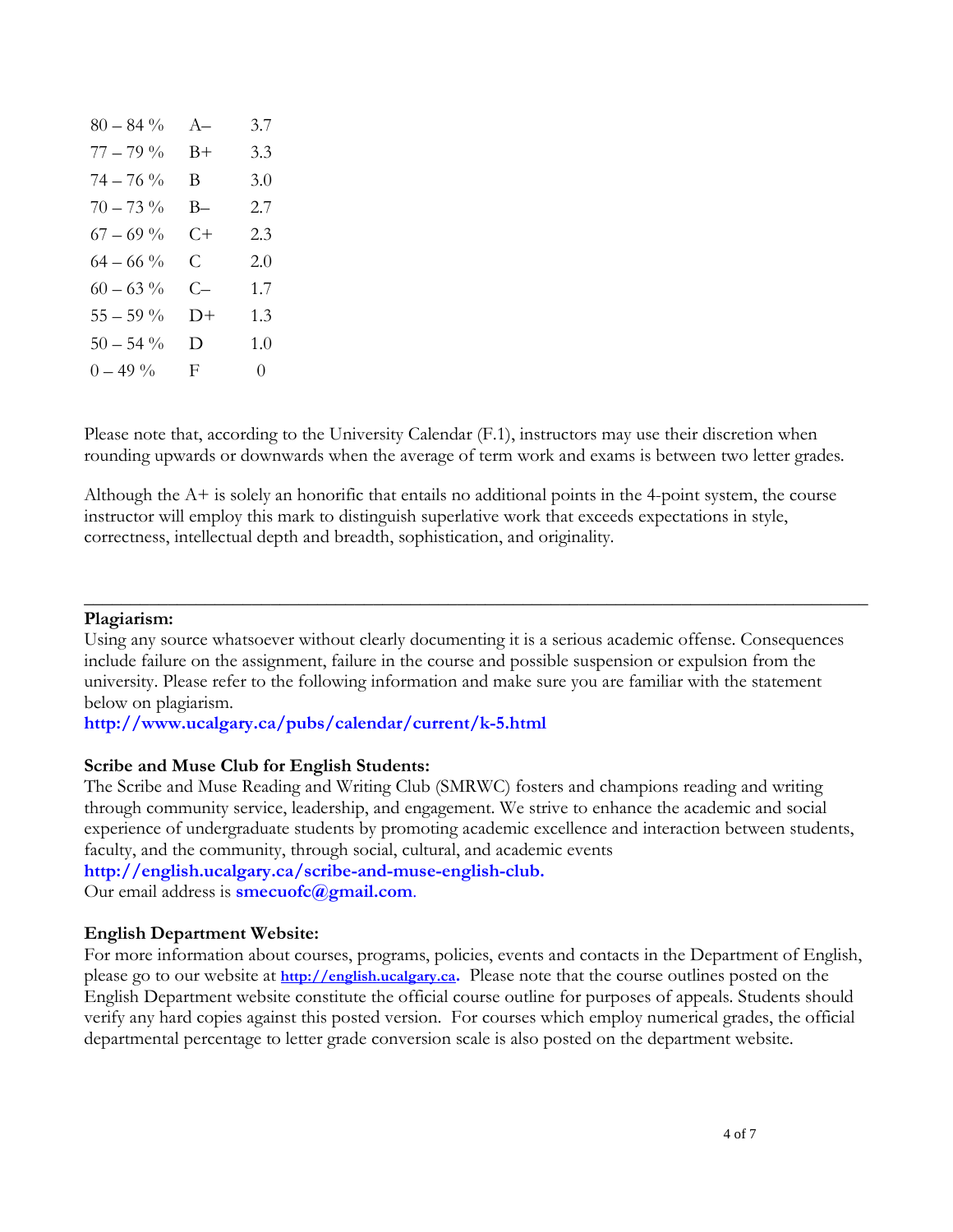| | | |
|---|---|---|
| 80 – 84 % | A– | 3.7 |
| 77 – 79 % | B+ | 3.3 |
| 74 – 76 % | B | 3.0 |
| 70 – 73 % | B– | 2.7 |
| 67 – 69 % | C+ | 2.3 |
| 64 – 66 % | C | 2.0 |
| 60 – 63 % | C– | 1.7 |
| 55 – 59 % | D+ | 1.3 |
| 50 – 54 % | D | 1.0 |
| 0 – 49 % | F | 0 |

Please note that, according to the University Calendar (F.1), instructors may use their discretion when rounding upwards or downwards when the average of term work and exams is between two letter grades.

Although the A+ is solely an honorific that entails no additional points in the 4-point system, the course instructor will employ this mark to distinguish superlative work that exceeds expectations in style, correctness, intellectual depth and breadth, sophistication, and originality.

---

**Plagiarism:**
Using any source whatsoever without clearly documenting it is a serious academic offense. Consequences include failure on the assignment, failure in the course and possible suspension or expulsion from the university. Please refer to the following information and make sure you are familiar with the statement below on plagiarism.
**http://www.ucalgary.ca/pubs/calendar/current/k-5.html**

**Scribe and Muse Club for English Students:**
The Scribe and Muse Reading and Writing Club (SMRWC) fosters and champions reading and writing through community service, leadership, and engagement. We strive to enhance the academic and social experience of undergraduate students by promoting academic excellence and interaction between students, faculty, and the community, through social, cultural, and academic events
**http://english.ucalgary.ca/scribe-and-muse-english-club.**
Our email address is **smecuofc@gmail.com**.

**English Department Website:**
For more information about courses, programs, policies, events and contacts in the Department of English, please go to our website at **http://english.ucalgary.ca**. Please note that the course outlines posted on the English Department website constitute the official course outline for purposes of appeals. Students should verify any hard copies against this posted version. For courses which employ numerical grades, the official departmental percentage to letter grade conversion scale is also posted on the department website.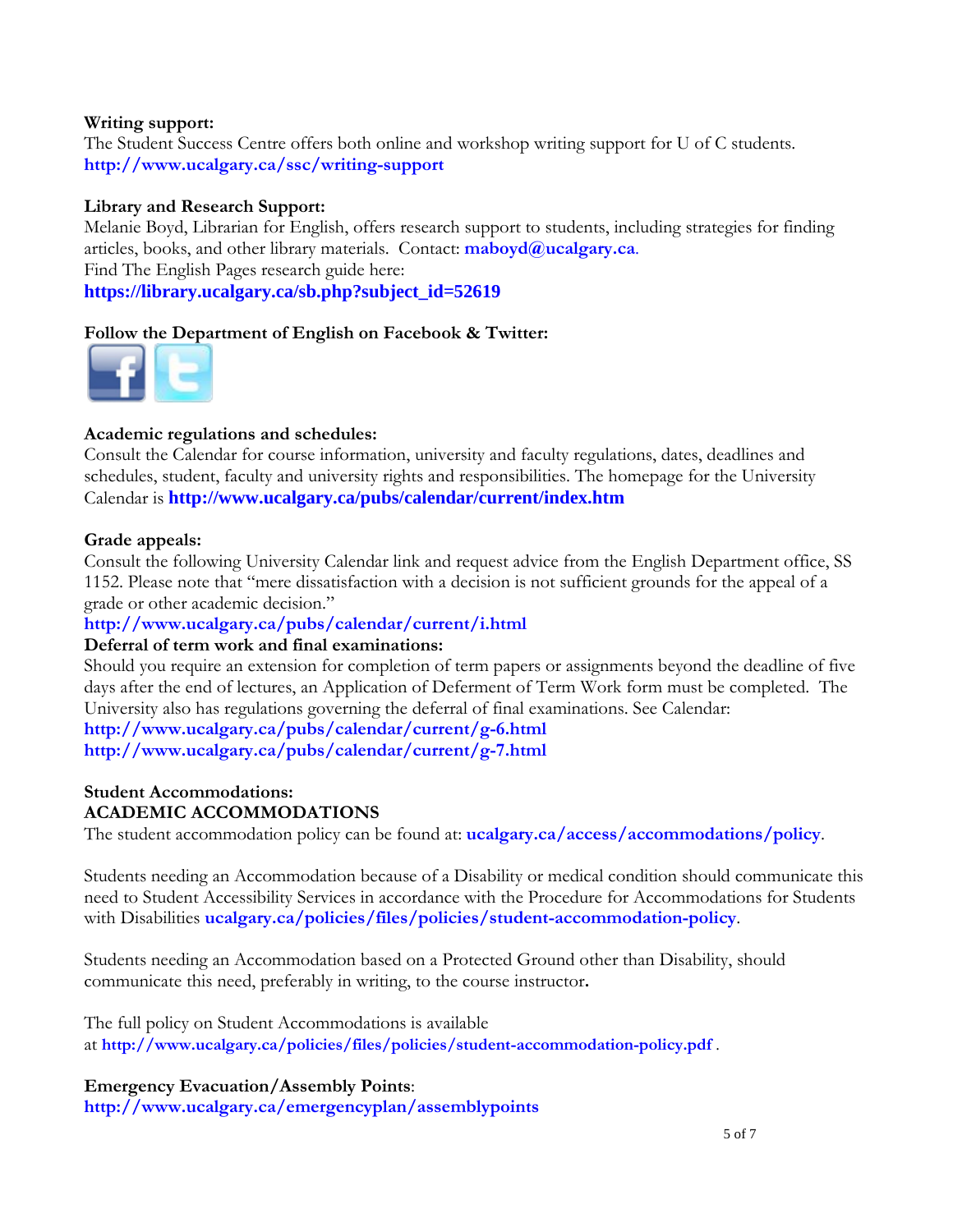**Writing support:**
The Student Success Centre offers both online and workshop writing support for U of C students.
**http://www.ucalgary.ca/ssc/writing-support**

**Library and Research Support:**
Melanie Boyd, Librarian for English, offers research support to students, including strategies for finding articles, books, and other library materials. Contact: **maboyd@ucalgary.ca**.
Find The English Pages research guide here:
**https://library.ucalgary.ca/sb.php?subject_id=52619**

**Follow the Department of English on Facebook & Twitter:**

**Academic regulations and schedules:**
Consult the Calendar for course information, university and faculty regulations, dates, deadlines and schedules, student, faculty and university rights and responsibilities. The homepage for the University Calendar is **http://www.ucalgary.ca/pubs/calendar/current/index.htm**

**Grade appeals:**
Consult the following University Calendar link and request advice from the English Department office, SS 1152. Please note that "mere dissatisfaction with a decision is not sufficient grounds for the appeal of a grade or other academic decision."
**http://www.ucalgary.ca/pubs/calendar/current/i.html**

**Deferral of term work and final examinations:**
Should you require an extension for completion of term papers or assignments beyond the deadline of five days after the end of lectures, an Application of Deferment of Term Work form must be completed. The University also has regulations governing the deferral of final examinations. See Calendar:
**http://www.ucalgary.ca/pubs/calendar/current/g-6.html**
**http://www.ucalgary.ca/pubs/calendar/current/g-7.html**

**Student Accommodations:**
**ACADEMIC ACCOMMODATIONS**
The student accommodation policy can be found at: **ucalgary.ca/access/accommodations/policy**.

Students needing an Accommodation because of a Disability or medical condition should communicate this need to Student Accessibility Services in accordance with the Procedure for Accommodations for Students with Disabilities **ucalgary.ca/policies/files/policies/student-accommodation-policy**.

Students needing an Accommodation based on a Protected Ground other than Disability, should communicate this need, preferably in writing, to the course instructor**.**

The full policy on Student Accommodations is available at **http://www.ucalgary.ca/policies/files/policies/student-accommodation-policy.pdf** .

**Emergency Evacuation/Assembly Points**:
**http://www.ucalgary.ca/emergencyplan/assemblypoints**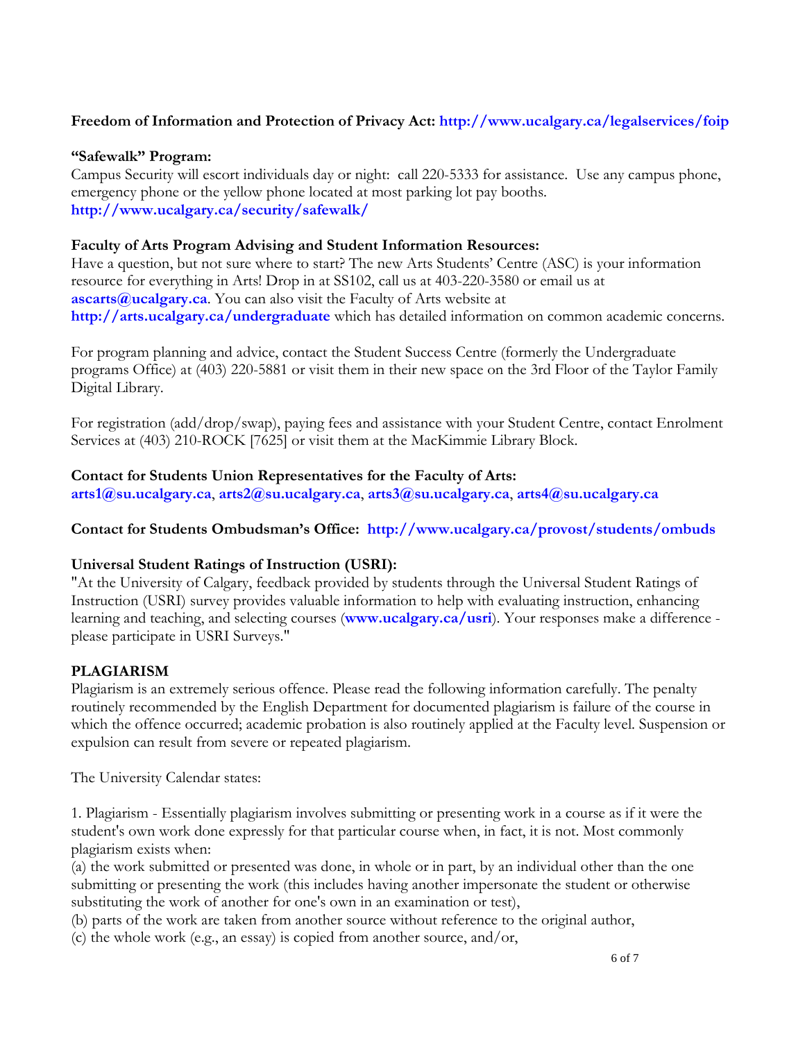**Freedom of Information and Protection of Privacy Act: http://www.ucalgary.ca/legalservices/foip**

**"Safewalk" Program:**
Campus Security will escort individuals day or night: call 220-5333 for assistance. Use any campus phone, emergency phone or the yellow phone located at most parking lot pay booths.
**http://www.ucalgary.ca/security/safewalk/**

**Faculty of Arts Program Advising and Student Information Resources:**
Have a question, but not sure where to start? The new Arts Students' Centre (ASC) is your information resource for everything in Arts! Drop in at SS102, call us at 403-220-3580 or email us at **ascarts@ucalgary.ca**. You can also visit the Faculty of Arts website at **http://arts.ucalgary.ca/undergraduate** which has detailed information on common academic concerns.

For program planning and advice, contact the Student Success Centre (formerly the Undergraduate programs Office) at (403) 220-5881 or visit them in their new space on the 3rd Floor of the Taylor Family Digital Library.

For registration (add/drop/swap), paying fees and assistance with your Student Centre, contact Enrolment Services at (403) 210-ROCK [7625] or visit them at the MacKimmie Library Block.

**Contact for Students Union Representatives for the Faculty of Arts:**
**arts1@su.ucalgary.ca**, **arts2@su.ucalgary.ca**, **arts3@su.ucalgary.ca**, **arts4@su.ucalgary.ca**

**Contact for Students Ombudsman's Office: http://www.ucalgary.ca/provost/students/ombuds**

**Universal Student Ratings of Instruction (USRI):**
"At the University of Calgary, feedback provided by students through the Universal Student Ratings of Instruction (USRI) survey provides valuable information to help with evaluating instruction, enhancing learning and teaching, and selecting courses (**www.ucalgary.ca/usri**). Your responses make a difference - please participate in USRI Surveys."

**PLAGIARISM**
Plagiarism is an extremely serious offence. Please read the following information carefully. The penalty routinely recommended by the English Department for documented plagiarism is failure of the course in which the offence occurred; academic probation is also routinely applied at the Faculty level. Suspension or expulsion can result from severe or repeated plagiarism.

The University Calendar states:

1. Plagiarism - Essentially plagiarism involves submitting or presenting work in a course as if it were the student's own work done expressly for that particular course when, in fact, it is not. Most commonly plagiarism exists when:
(a) the work submitted or presented was done, in whole or in part, by an individual other than the one submitting or presenting the work (this includes having another impersonate the student or otherwise substituting the work of another for one's own in an examination or test),
(b) parts of the work are taken from another source without reference to the original author,
(c) the whole work (e.g., an essay) is copied from another source, and/or,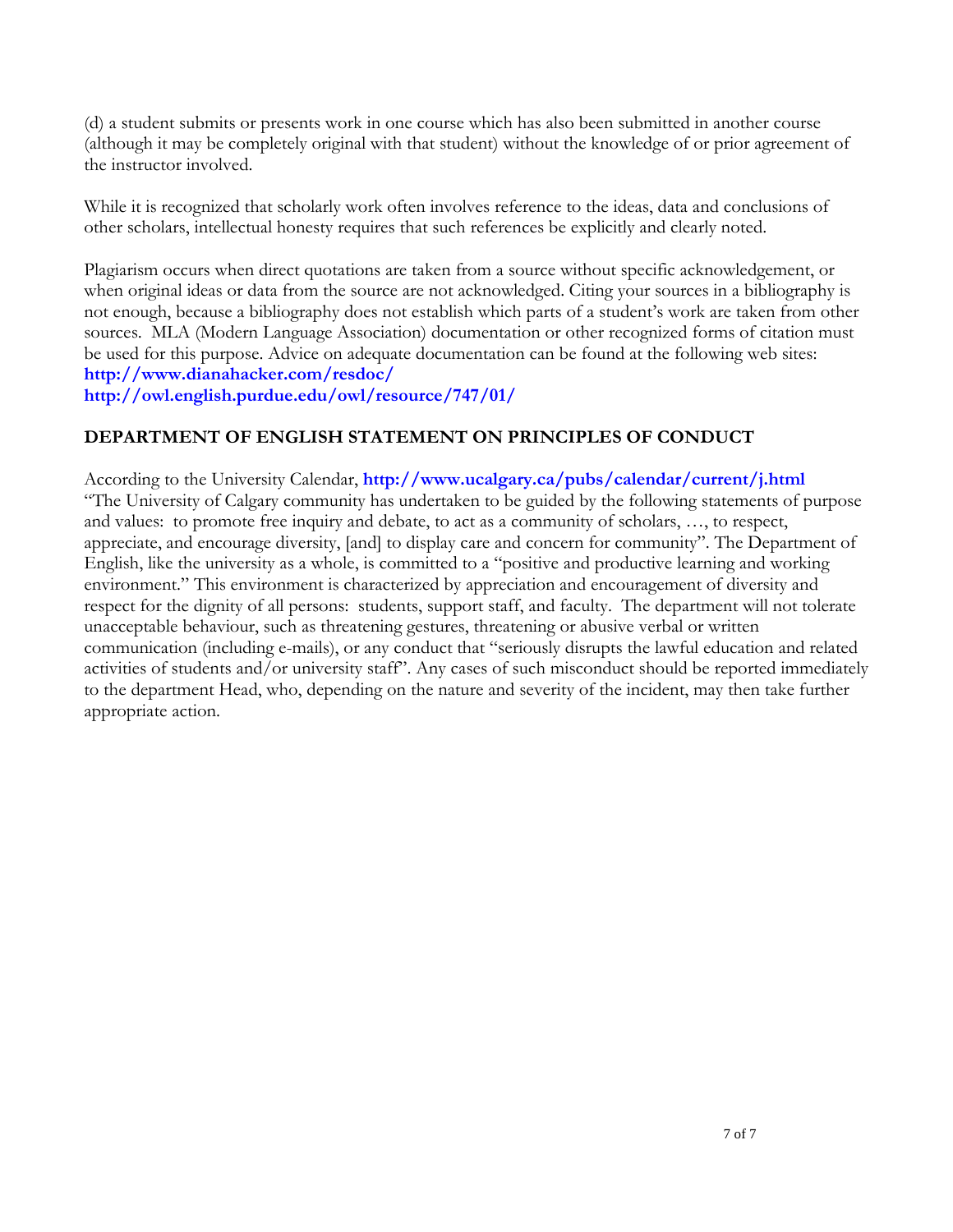(d) a student submits or presents work in one course which has also been submitted in another course (although it may be completely original with that student) without the knowledge of or prior agreement of the instructor involved.

While it is recognized that scholarly work often involves reference to the ideas, data and conclusions of other scholars, intellectual honesty requires that such references be explicitly and clearly noted.

Plagiarism occurs when direct quotations are taken from a source without specific acknowledgement, or when original ideas or data from the source are not acknowledged. Citing your sources in a bibliography is not enough, because a bibliography does not establish which parts of a student's work are taken from other sources. MLA (Modern Language Association) documentation or other recognized forms of citation must be used for this purpose. Advice on adequate documentation can be found at the following web sites:
**http://www.dianahacker.com/resdoc/**
**http://owl.english.purdue.edu/owl/resource/747/01/**

## DEPARTMENT OF ENGLISH STATEMENT ON PRINCIPLES OF CONDUCT

According to the University Calendar, **http://www.ucalgary.ca/pubs/calendar/current/j.html** "The University of Calgary community has undertaken to be guided by the following statements of purpose and values: to promote free inquiry and debate, to act as a community of scholars, …, to respect, appreciate, and encourage diversity, [and] to display care and concern for community". The Department of English, like the university as a whole, is committed to a "positive and productive learning and working environment." This environment is characterized by appreciation and encouragement of diversity and respect for the dignity of all persons: students, support staff, and faculty. The department will not tolerate unacceptable behaviour, such as threatening gestures, threatening or abusive verbal or written communication (including e-mails), or any conduct that "seriously disrupts the lawful education and related activities of students and/or university staff". Any cases of such misconduct should be reported immediately to the department Head, who, depending on the nature and severity of the incident, may then take further appropriate action.